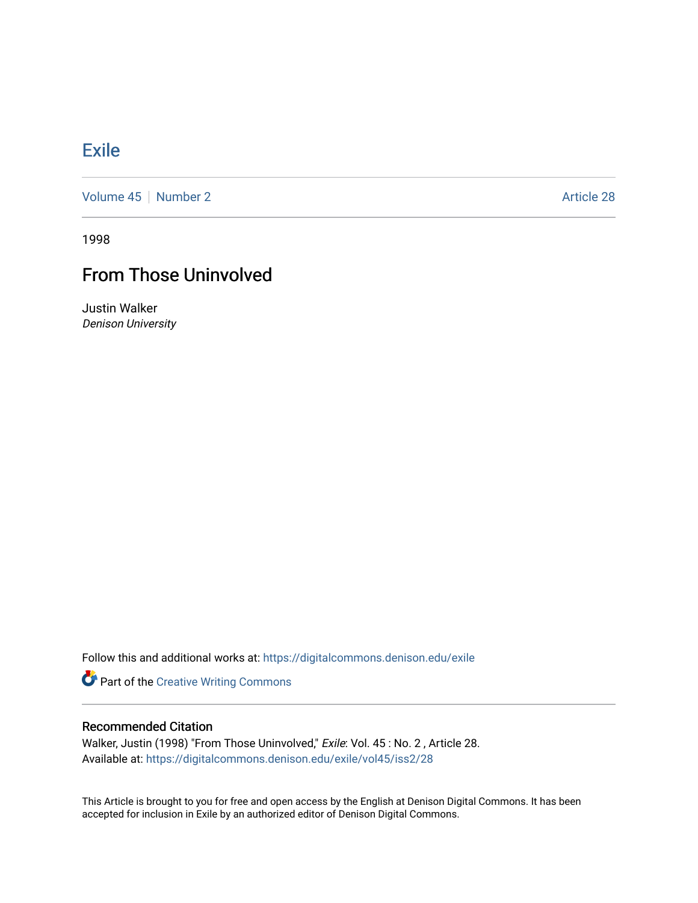# Exile

Volume 45 | Number 2 | Article 28

1998

## From Those Uninvolved

Justin Walker
*Denison University*

Follow this and additional works at: https://digitalcommons.denison.edu/exile

Part of the Creative Writing Commons

### Recommended Citation

Walker, Justin (1998) "From Those Uninvolved," *Exile*: Vol. 45 : No. 2 , Article 28.
Available at: https://digitalcommons.denison.edu/exile/vol45/iss2/28

This Article is brought to you for free and open access by the English at Denison Digital Commons. It has been accepted for inclusion in Exile by an authorized editor of Denison Digital Commons.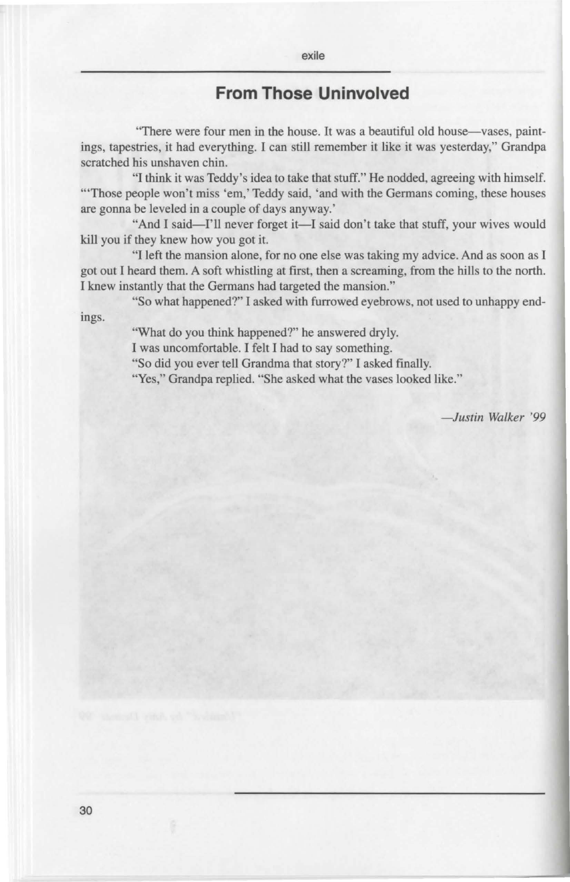## From Those Uninvolved

"There were four men in the house. It was a beautiful old house—vases, paintings, tapestries, it had everything. I can still remember it like it was yesterday," Grandpa scratched his unshaven chin.

"I think it was Teddy's idea to take that stuff." He nodded, agreeing with himself. "'Those people won't miss 'em,' Teddy said, 'and with the Germans coming, these houses are gonna be leveled in a couple of days anyway.'

"And I said—I'll never forget it—I said don't take that stuff, your wives would kill you if they knew how you got it.

"I left the mansion alone, for no one else was taking my advice. And as soon as I got out I heard them. A soft whistling at first, then a screaming, from the hills to the north. I knew instantly that the Germans had targeted the mansion."

"So what happened?" I asked with furrowed eyebrows, not used to unhappy endings.

"What do you think happened?" he answered dryly.

I was uncomfortable. I felt I had to say something.

"So did you ever tell Grandma that story?" I asked finally.

"Yes," Grandpa replied. "She asked what the vases looked like."

*—Justin Walker '99*